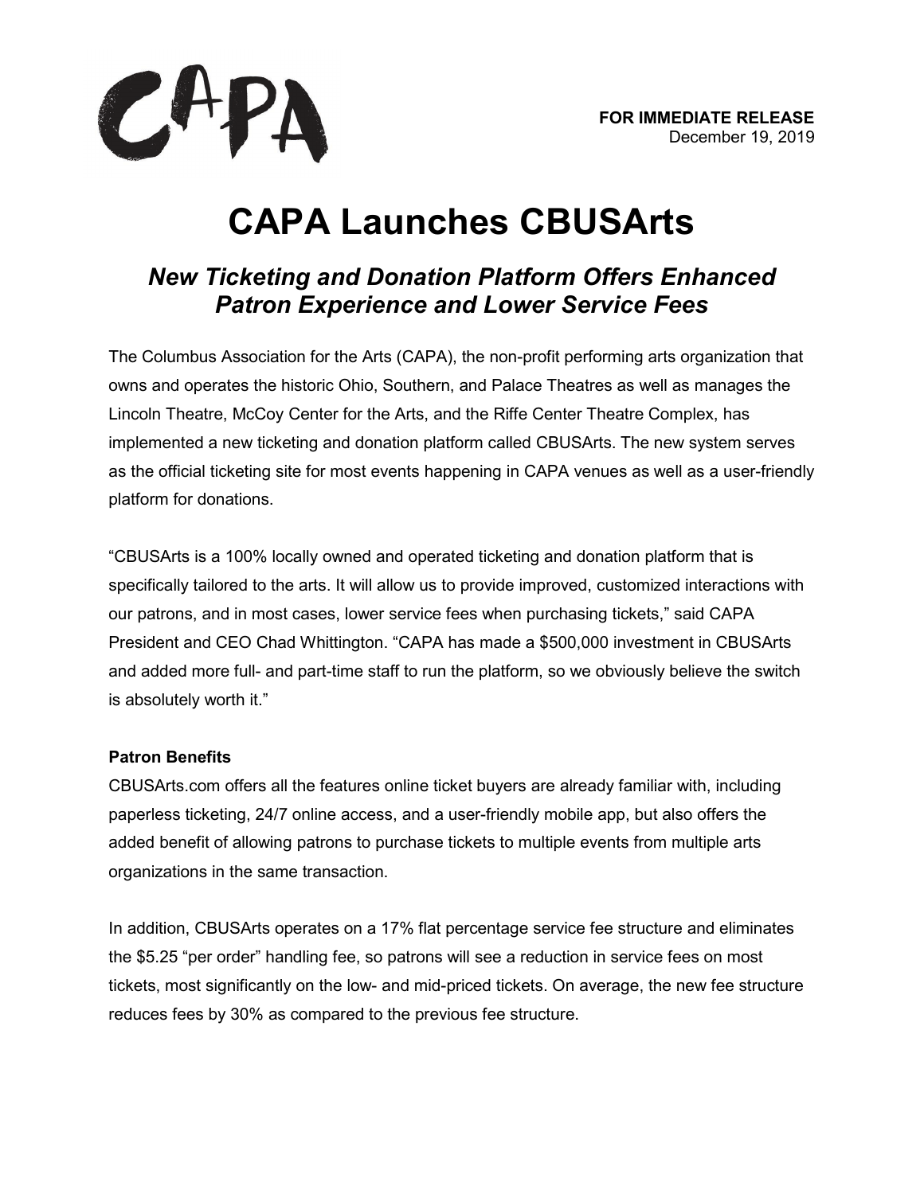CAPA

**FOR IMMEDIATE RELEASE**
December 19, 2019

# CAPA Launches CBUSArts

## *New Ticketing and Donation Platform Offers Enhanced Patron Experience and Lower Service Fees*

The Columbus Association for the Arts (CAPA), the non-profit performing arts organization that owns and operates the historic Ohio, Southern, and Palace Theatres as well as manages the Lincoln Theatre, McCoy Center for the Arts, and the Riffe Center Theatre Complex, has implemented a new ticketing and donation platform called CBUSArts. The new system serves as the official ticketing site for most events happening in CAPA venues as well as a user-friendly platform for donations.

"CBUSArts is a 100% locally owned and operated ticketing and donation platform that is specifically tailored to the arts. It will allow us to provide improved, customized interactions with our patrons, and in most cases, lower service fees when purchasing tickets," said CAPA President and CEO Chad Whittington. "CAPA has made a $500,000 investment in CBUSArts and added more full- and part-time staff to run the platform, so we obviously believe the switch is absolutely worth it."

**Patron Benefits**

CBUSArts.com offers all the features online ticket buyers are already familiar with, including paperless ticketing, 24/7 online access, and a user-friendly mobile app, but also offers the added benefit of allowing patrons to purchase tickets to multiple events from multiple arts organizations in the same transaction.

In addition, CBUSArts operates on a 17% flat percentage service fee structure and eliminates the $5.25 "per order" handling fee, so patrons will see a reduction in service fees on most tickets, most significantly on the low- and mid-priced tickets. On average, the new fee structure reduces fees by 30% as compared to the previous fee structure.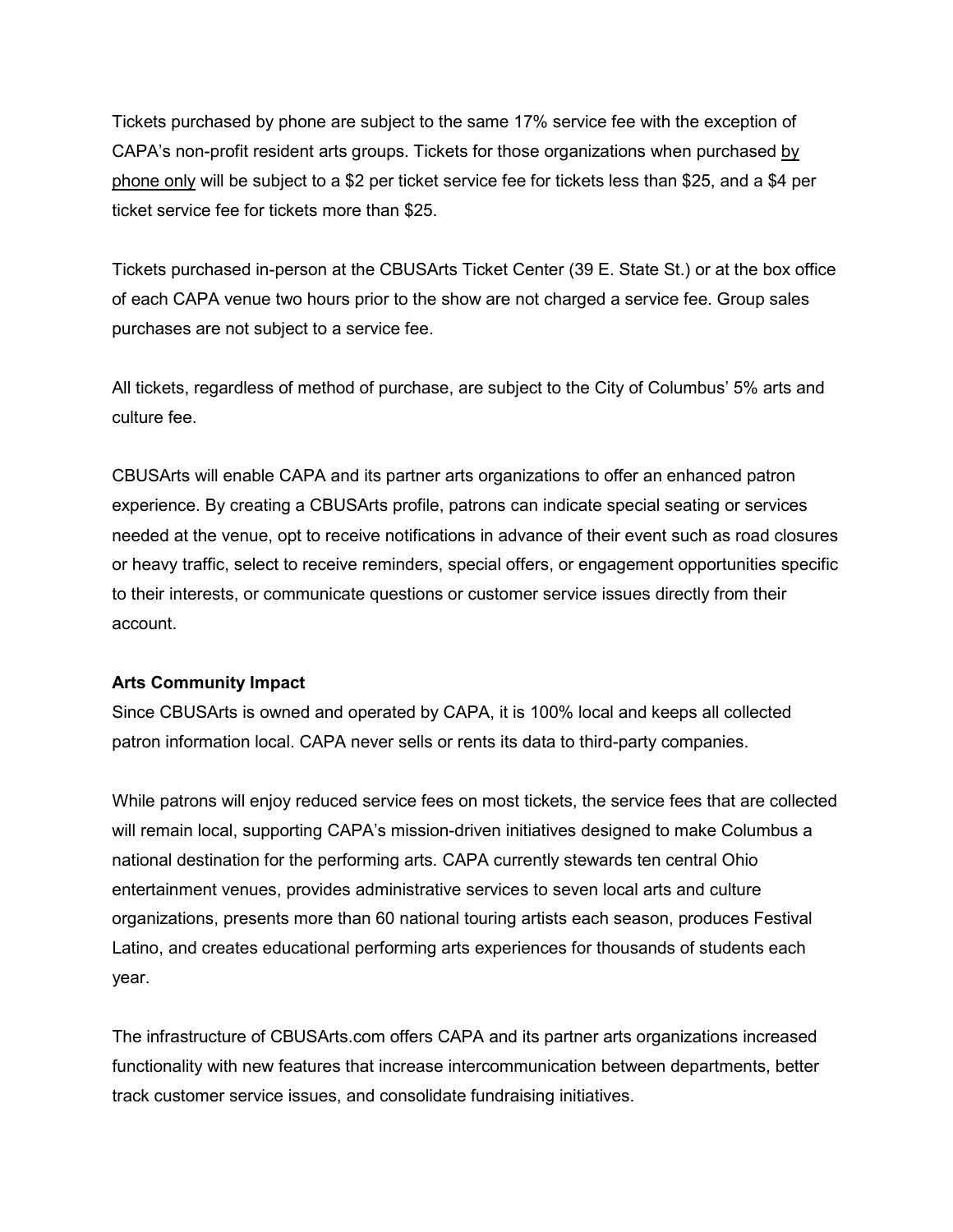Tickets purchased by phone are subject to the same 17% service fee with the exception of CAPA's non-profit resident arts groups. Tickets for those organizations when purchased <u>by phone only</u> will be subject to a $2 per ticket service fee for tickets less than $25, and a $4 per ticket service fee for tickets more than $25.

Tickets purchased in-person at the CBUSArts Ticket Center (39 E. State St.) or at the box office of each CAPA venue two hours prior to the show are not charged a service fee. Group sales purchases are not subject to a service fee.

All tickets, regardless of method of purchase, are subject to the City of Columbus' 5% arts and culture fee.

CBUSArts will enable CAPA and its partner arts organizations to offer an enhanced patron experience. By creating a CBUSArts profile, patrons can indicate special seating or services needed at the venue, opt to receive notifications in advance of their event such as road closures or heavy traffic, select to receive reminders, special offers, or engagement opportunities specific to their interests, or communicate questions or customer service issues directly from their account.

**Arts Community Impact**

Since CBUSArts is owned and operated by CAPA, it is 100% local and keeps all collected patron information local. CAPA never sells or rents its data to third-party companies.

While patrons will enjoy reduced service fees on most tickets, the service fees that are collected will remain local, supporting CAPA's mission-driven initiatives designed to make Columbus a national destination for the performing arts. CAPA currently stewards ten central Ohio entertainment venues, provides administrative services to seven local arts and culture organizations, presents more than 60 national touring artists each season, produces Festival Latino, and creates educational performing arts experiences for thousands of students each year.

The infrastructure of CBUSArts.com offers CAPA and its partner arts organizations increased functionality with new features that increase intercommunication between departments, better track customer service issues, and consolidate fundraising initiatives.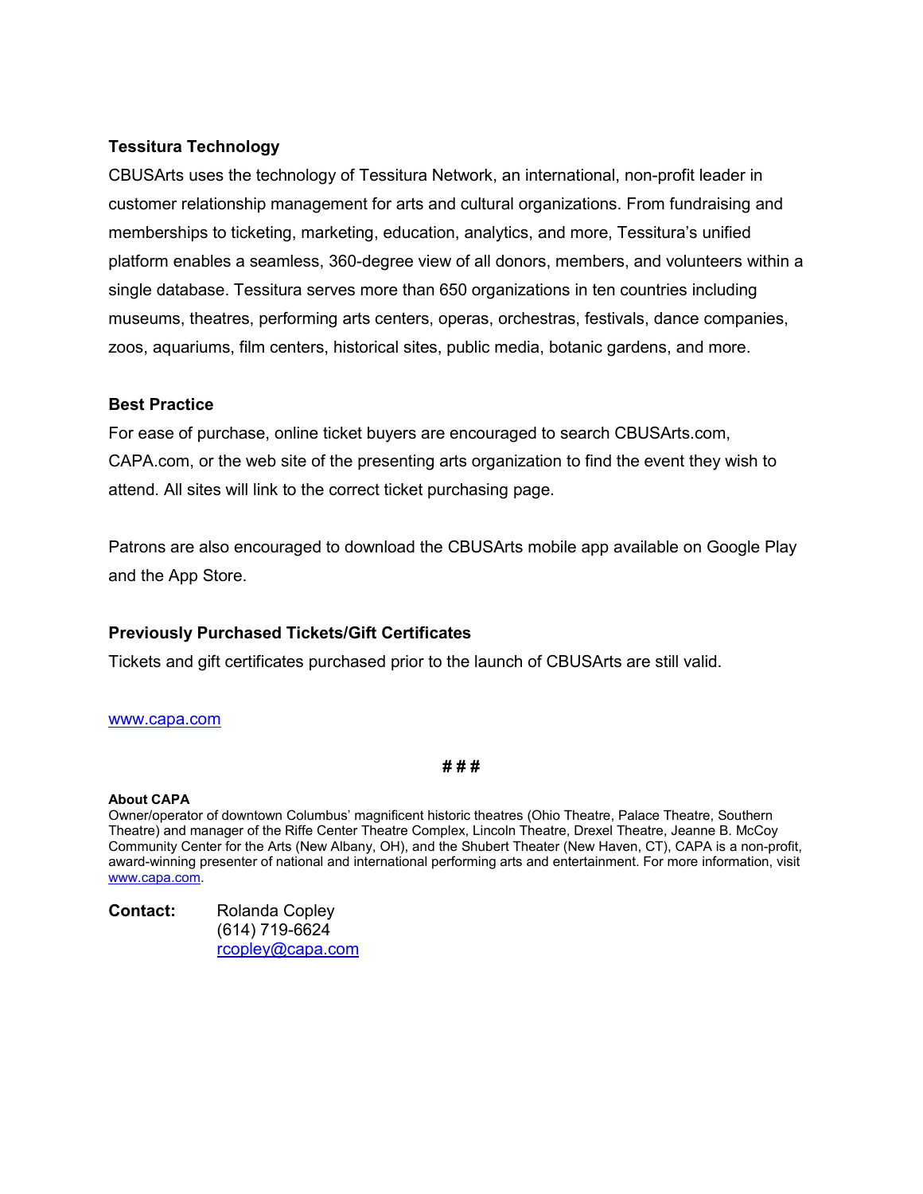**Tessitura Technology**

CBUSArts uses the technology of Tessitura Network, an international, non-profit leader in customer relationship management for arts and cultural organizations. From fundraising and memberships to ticketing, marketing, education, analytics, and more, Tessitura's unified platform enables a seamless, 360-degree view of all donors, members, and volunteers within a single database. Tessitura serves more than 650 organizations in ten countries including museums, theatres, performing arts centers, operas, orchestras, festivals, dance companies, zoos, aquariums, film centers, historical sites, public media, botanic gardens, and more.

**Best Practice**

For ease of purchase, online ticket buyers are encouraged to search CBUSArts.com, CAPA.com, or the web site of the presenting arts organization to find the event they wish to attend. All sites will link to the correct ticket purchasing page.

Patrons are also encouraged to download the CBUSArts mobile app available on Google Play and the App Store.

**Previously Purchased Tickets/Gift Certificates**

Tickets and gift certificates purchased prior to the launch of CBUSArts are still valid.

[www.capa.com](http://www.capa.com)

# # #

**About CAPA**

Owner/operator of downtown Columbus' magnificent historic theatres (Ohio Theatre, Palace Theatre, Southern Theatre) and manager of the Riffe Center Theatre Complex, Lincoln Theatre, Drexel Theatre, Jeanne B. McCoy Community Center for the Arts (New Albany, OH), and the Shubert Theater (New Haven, CT), CAPA is a non-profit, award-winning presenter of national and international performing arts and entertainment. For more information, visit [www.capa.com](http://www.capa.com).

**Contact:** Rolanda Copley
(614) 719-6624
[rcopley@capa.com](mailto:rcopley@capa.com)